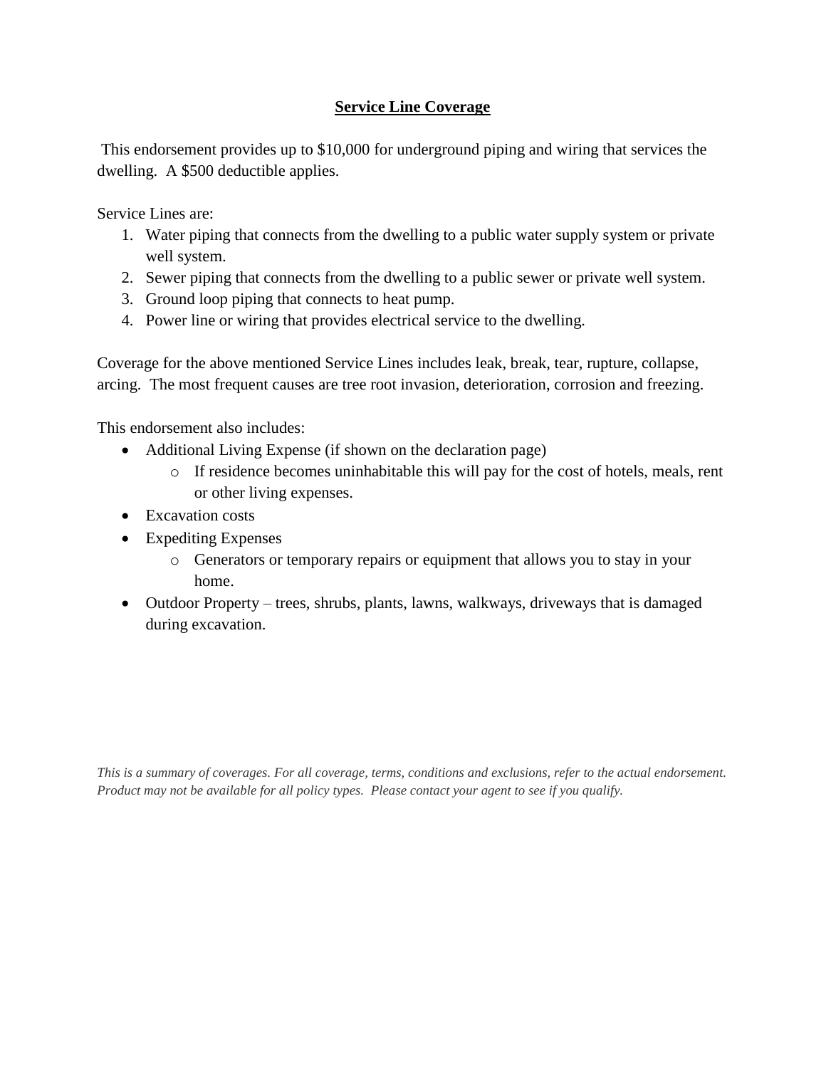# **Service Line Coverage**

This endorsement provides up to $10,000 for underground piping and wiring that services the dwelling. A $500 deductible applies.

Service Lines are:

1. Water piping that connects from the dwelling to a public water supply system or private well system.
2. Sewer piping that connects from the dwelling to a public sewer or private well system.
3. Ground loop piping that connects to heat pump.
4. Power line or wiring that provides electrical service to the dwelling.

Coverage for the above mentioned Service Lines includes leak, break, tear, rupture, collapse, arcing. The most frequent causes are tree root invasion, deterioration, corrosion and freezing.

This endorsement also includes:

- Additional Living Expense (if shown on the declaration page)
  - If residence becomes uninhabitable this will pay for the cost of hotels, meals, rent or other living expenses.
- Excavation costs
- Expediting Expenses
  - Generators or temporary repairs or equipment that allows you to stay in your home.
- Outdoor Property – trees, shrubs, plants, lawns, walkways, driveways that is damaged during excavation.

*This is a summary of coverages. For all coverage, terms, conditions and exclusions, refer to the actual endorsement. Product may not be available for all policy types. Please contact your agent to see if you qualify.*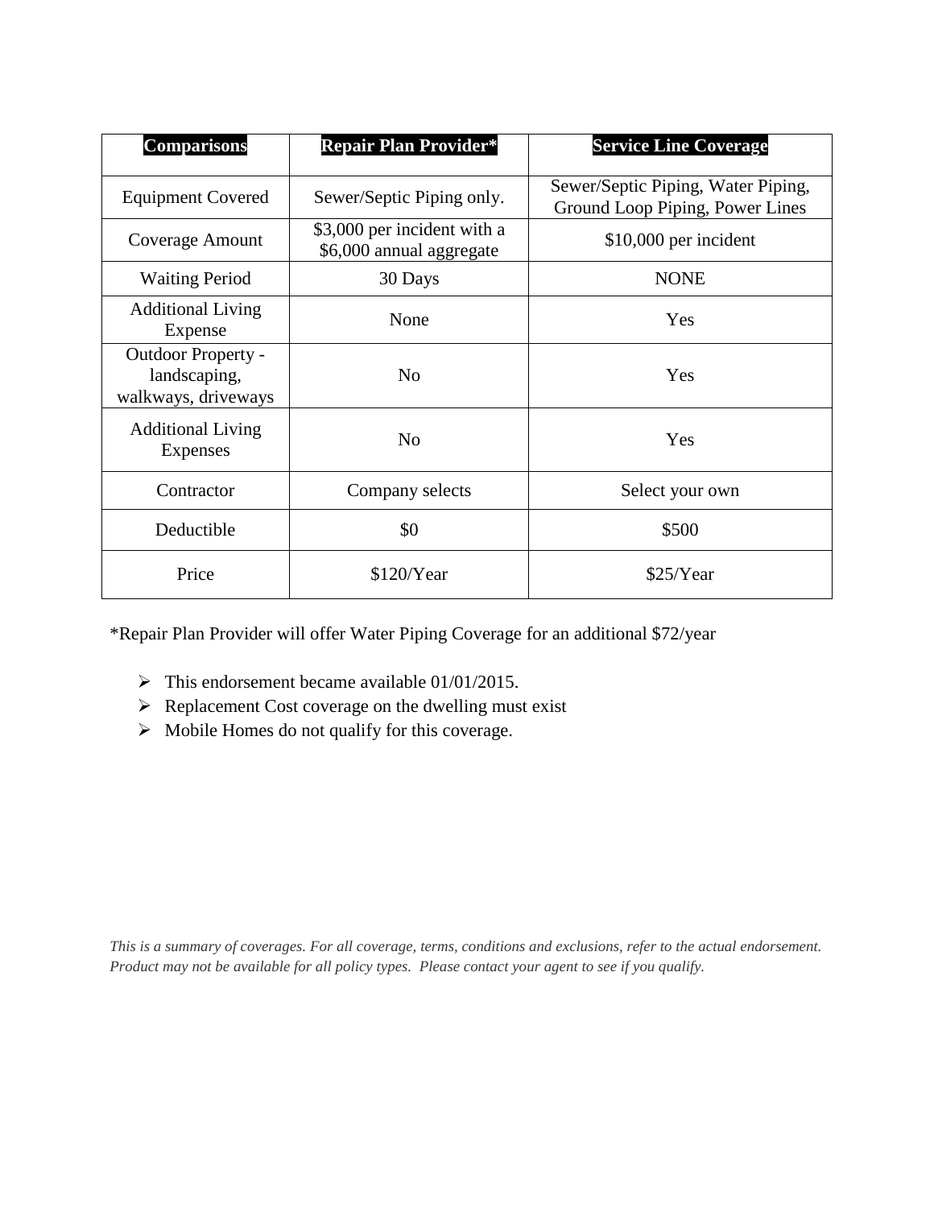| **Comparisons** | **Repair Plan Provider*** | **Service Line Coverage** |
|---|---|---|
| Equipment Covered | Sewer/Septic Piping only. | Sewer/Septic Piping, Water Piping, Ground Loop Piping, Power Lines |
| Coverage Amount | $3,000 per incident with a $6,000 annual aggregate | $10,000 per incident |
| Waiting Period | 30 Days | NONE |
| Additional Living Expense | None | Yes |
| Outdoor Property - landscaping, walkways, driveways | No | Yes |
| Additional Living Expenses | No | Yes |
| Contractor | Company selects | Select your own |
| Deductible | $0 | $500 |
| Price | $120/Year | $25/Year |

*Repair Plan Provider will offer Water Piping Coverage for an additional $72/year

- This endorsement became available 01/01/2015.
- Replacement Cost coverage on the dwelling must exist
- Mobile Homes do not qualify for this coverage.

*This is a summary of coverages. For all coverage, terms, conditions and exclusions, refer to the actual endorsement. Product may not be available for all policy types. Please contact your agent to see if you qualify.*